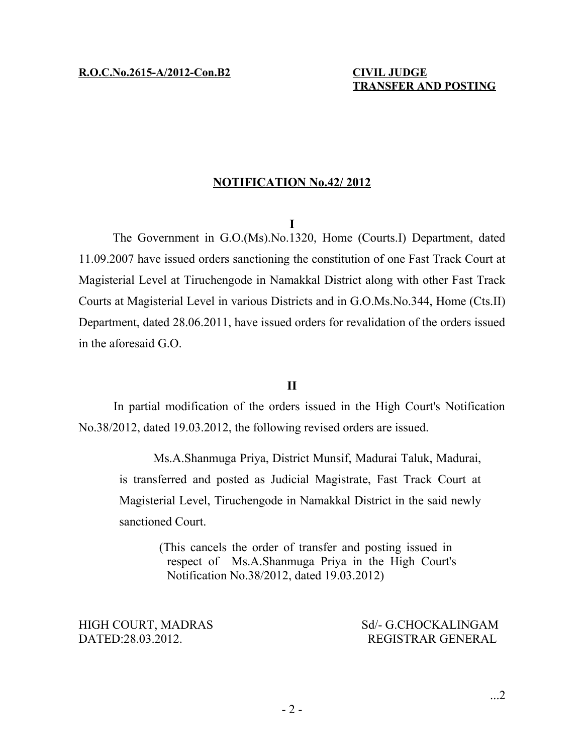**R.O.C.No.2615-A/2012-Con.B2**

**CIVIL JUDGE**
**TRANSFER AND POSTING**

## NOTIFICATION No.42/ 2012

**I**

The Government in G.O.(Ms).No.1320, Home (Courts.I) Department, dated 11.09.2007 have issued orders sanctioning the constitution of one Fast Track Court at Magisterial Level at Tiruchengode in Namakkal District along with other Fast Track Courts at Magisterial Level in various Districts and in G.O.Ms.No.344, Home (Cts.II) Department, dated 28.06.2011, have issued orders for revalidation of the orders issued in the aforesaid G.O.

**II**

In partial modification of the orders issued in the High Court's Notification No.38/2012, dated 19.03.2012, the following revised orders are issued.

> Ms.A.Shanmuga Priya, District Munsif, Madurai Taluk, Madurai, is transferred and posted as Judicial Magistrate, Fast Track Court at Magisterial Level, Tiruchengode in Namakkal District in the said newly sanctioned Court.
>
> (This cancels the order of transfer and posting issued in respect of Ms.A.Shanmuga Priya in the High Court's Notification No.38/2012, dated 19.03.2012)

HIGH COURT, MADRAS
DATED:28.03.2012.

Sd/- G.CHOCKALINGAM
REGISTRAR GENERAL

...2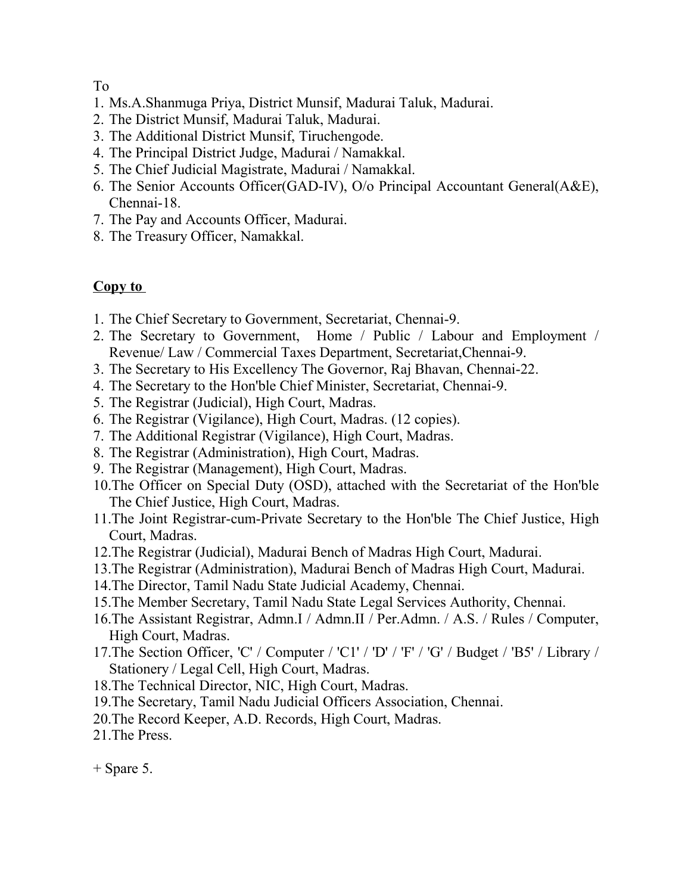To

1. Ms.A.Shanmuga Priya, District Munsif, Madurai Taluk, Madurai.
2. The District Munsif, Madurai Taluk, Madurai.
3. The Additional District Munsif, Tiruchengode.
4. The Principal District Judge, Madurai / Namakkal.
5. The Chief Judicial Magistrate, Madurai / Namakkal.
6. The Senior Accounts Officer(GAD-IV), O/o Principal Accountant General(A&E), Chennai-18.
7. The Pay and Accounts Officer, Madurai.
8. The Treasury Officer, Namakkal.

**Copy to**

1. The Chief Secretary to Government, Secretariat, Chennai-9.
2. The Secretary to Government, Home / Public / Labour and Employment / Revenue/ Law / Commercial Taxes Department, Secretariat,Chennai-9.
3. The Secretary to His Excellency The Governor, Raj Bhavan, Chennai-22.
4. The Secretary to the Hon'ble Chief Minister, Secretariat, Chennai-9.
5. The Registrar (Judicial), High Court, Madras.
6. The Registrar (Vigilance), High Court, Madras. (12 copies).
7. The Additional Registrar (Vigilance), High Court, Madras.
8. The Registrar (Administration), High Court, Madras.
9. The Registrar (Management), High Court, Madras.
10. The Officer on Special Duty (OSD), attached with the Secretariat of the Hon'ble The Chief Justice, High Court, Madras.
11. The Joint Registrar-cum-Private Secretary to the Hon'ble The Chief Justice, High Court, Madras.
12. The Registrar (Judicial), Madurai Bench of Madras High Court, Madurai.
13. The Registrar (Administration), Madurai Bench of Madras High Court, Madurai.
14. The Director, Tamil Nadu State Judicial Academy, Chennai.
15. The Member Secretary, Tamil Nadu State Legal Services Authority, Chennai.
16. The Assistant Registrar, Admn.I / Admn.II / Per.Admn. / A.S. / Rules / Computer, High Court, Madras.
17. The Section Officer, 'C' / Computer / 'C1' / 'D' / 'F' / 'G' / Budget / 'B5' / Library / Stationery / Legal Cell, High Court, Madras.
18. The Technical Director, NIC, High Court, Madras.
19. The Secretary, Tamil Nadu Judicial Officers Association, Chennai.
20. The Record Keeper, A.D. Records, High Court, Madras.
21. The Press.

+ Spare 5.